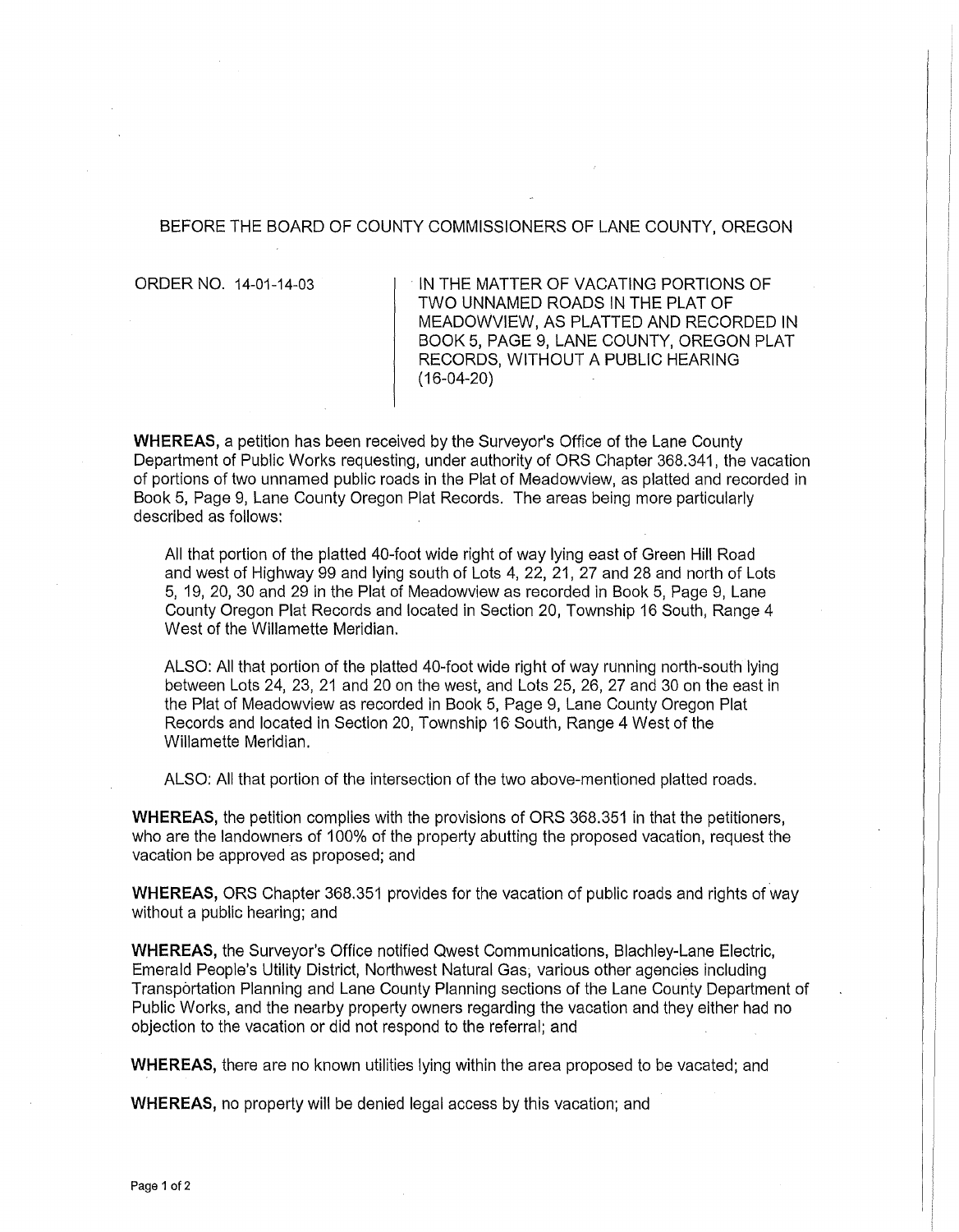BEFORE THE BOARD OF COUNTY COMMISSIONERS OF LANE COUNTY, OREGON

| ORDER NO. 14-01-14-03 | IN THE MATTER OF VACATING PORTIONS OF TWO UNNAMED ROADS IN THE PLAT OF MEADOWVIEW, AS PLATTED AND RECORDED IN BOOK 5, PAGE 9, LANE COUNTY, OREGON PLAT RECORDS, WITHOUT A PUBLIC HEARING (16-04-20) |
| --- | --- |

**WHEREAS,** a petition has been received by the Surveyor's Office of the Lane County Department of Public Works requesting, under authority of ORS Chapter 368.341, the vacation of portions of two unnamed public roads in the Plat of Meadowview, as platted and recorded in Book 5, Page 9, Lane County Oregon Plat Records. The areas being more particularly described as follows:

> All that portion of the platted 40-foot wide right of way lying east of Green Hill Road and west of Highway 99 and lying south of Lots 4, 22, 21, 27 and 28 and north of Lots 5, 19, 20, 30 and 29 in the Plat of Meadowview as recorded in Book 5, Page 9, Lane County Oregon Plat Records and located in Section 20, Township 16 South, Range 4 West of the Willamette Meridian.
>
> ALSO: All that portion of the platted 40-foot wide right of way running north-south lying between Lots 24, 23, 21 and 20 on the west, and Lots 25, 26, 27 and 30 on the east in the Plat of Meadowview as recorded in Book 5, Page 9, Lane County Oregon Plat Records and located in Section 20, Township 16 South, Range 4 West of the Willamette Meridian.
>
> ALSO: All that portion of the intersection of the two above-mentioned platted roads.

**WHEREAS,** the petition complies with the provisions of ORS 368.351 in that the petitioners, who are the landowners of 100% of the property abutting the proposed vacation, request the vacation be approved as proposed; and

**WHEREAS,** ORS Chapter 368.351 provides for the vacation of public roads and rights of way without a public hearing; and

**WHEREAS,** the Surveyor's Office notified Qwest Communications, Blachley-Lane Electric, Emerald People's Utility District, Northwest Natural Gas, various other agencies including Transportation Planning and Lane County Planning sections of the Lane County Department of Public Works, and the nearby property owners regarding the vacation and they either had no objection to the vacation or did not respond to the referral; and

**WHEREAS,** there are no known utilities lying within the area proposed to be vacated; and

**WHEREAS,** no property will be denied legal access by this vacation; and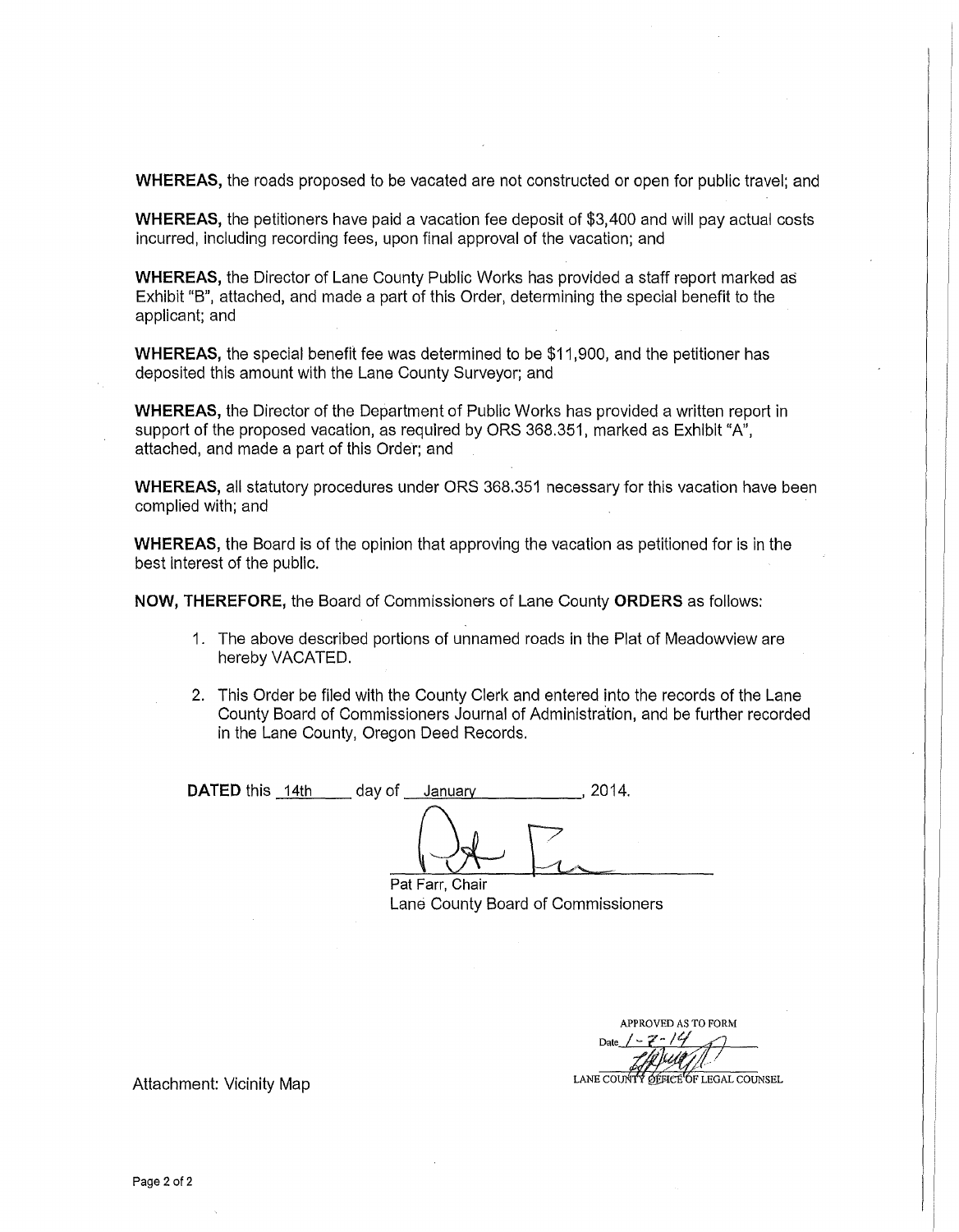**WHEREAS,** the roads proposed to be vacated are not constructed or open for public travel; and

**WHEREAS,** the petitioners have paid a vacation fee deposit of $3,400 and will pay actual costs incurred, including recording fees, upon final approval of the vacation; and

**WHEREAS,** the Director of Lane County Public Works has provided a staff report marked as Exhibit "B", attached, and made a part of this Order, determining the special benefit to the applicant; and

**WHEREAS,** the special benefit fee was determined to be $11,900, and the petitioner has deposited this amount with the Lane County Surveyor; and

**WHEREAS,** the Director of the Department of Public Works has provided a written report in support of the proposed vacation, as required by ORS 368.351, marked as Exhibit "A", attached, and made a part of this Order; and

**WHEREAS,** all statutory procedures under ORS 368.351 necessary for this vacation have been complied with; and

**WHEREAS,** the Board is of the opinion that approving the vacation as petitioned for is in the best interest of the public.

**NOW, THEREFORE,** the Board of Commissioners of Lane County **ORDERS** as follows:

1. The above described portions of unnamed roads in the Plat of Meadowview are hereby VACATED.
2. This Order be filed with the County Clerk and entered into the records of the Lane County Board of Commissioners Journal of Administration, and be further recorded in the Lane County, Oregon Deed Records.

**DATED** this 14th day of January, 2014.

Pat Farr, Chair
Lane County Board of Commissioners

APPROVED AS TO FORM
Date 1-7-14
LANE COUNTY OFFICE OF LEGAL COUNSEL

Attachment: Vicinity Map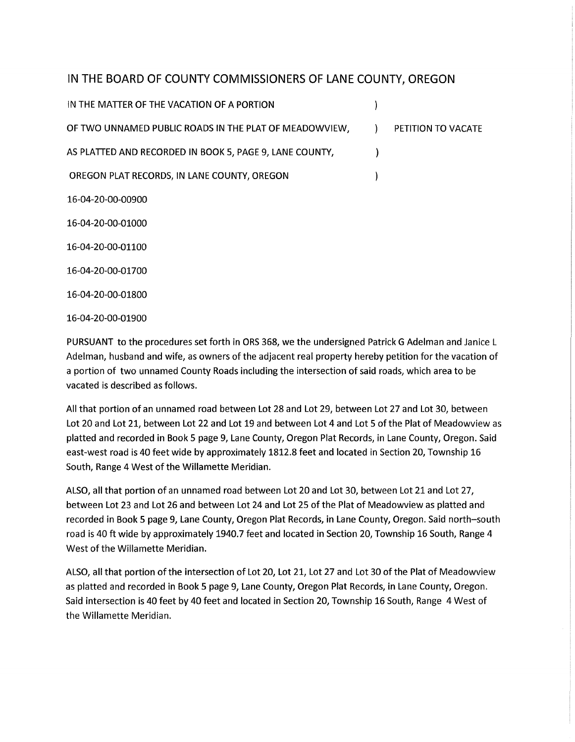# IN THE BOARD OF COUNTY COMMISSIONERS OF LANE COUNTY, OREGON

| | | |
|---|---|---|
| IN THE MATTER OF THE VACATION OF A PORTION | ) | |
| OF TWO UNNAMED PUBLIC ROADS IN THE PLAT OF MEADOWVIEW, | ) | PETITION TO VACATE |
| AS PLATTED AND RECORDED IN BOOK 5, PAGE 9, LANE COUNTY, | ) | |
| OREGON PLAT RECORDS, IN LANE COUNTY, OREGON | ) | |

16-04-20-00-00900

16-04-20-00-01000

16-04-20-00-01100

16-04-20-00-01700

16-04-20-00-01800

16-04-20-00-01900

PURSUANT to the procedures set forth in ORS 368, we the undersigned Patrick G Adelman and Janice L Adelman, husband and wife, as owners of the adjacent real property hereby petition for the vacation of a portion of two unnamed County Roads including the intersection of said roads, which area to be vacated is described as follows.

All that portion of an unnamed road between Lot 28 and Lot 29, between Lot 27 and Lot 30, between Lot 20 and Lot 21, between Lot 22 and Lot 19 and between Lot 4 and Lot 5 of the Plat of Meadowview as platted and recorded in Book 5 page 9, Lane County, Oregon Plat Records, in Lane County, Oregon. Said east-west road is 40 feet wide by approximately 1812.8 feet and located in Section 20, Township 16 South, Range 4 West of the Willamette Meridian.

ALSO, all that portion of an unnamed road between Lot 20 and Lot 30, between Lot 21 and Lot 27, between Lot 23 and Lot 26 and between Lot 24 and Lot 25 of the Plat of Meadowview as platted and recorded in Book 5 page 9, Lane County, Oregon Plat Records, in Lane County, Oregon. Said north–south road is 40 ft wide by approximately 1940.7 feet and located in Section 20, Township 16 South, Range 4 West of the Willamette Meridian.

ALSO, all that portion of the intersection of Lot 20, Lot 21, Lot 27 and Lot 30 of the Plat of Meadowview as platted and recorded in Book 5 page 9, Lane County, Oregon Plat Records, in Lane County, Oregon. Said intersection is 40 feet by 40 feet and located in Section 20, Township 16 South, Range 4 West of the Willamette Meridian.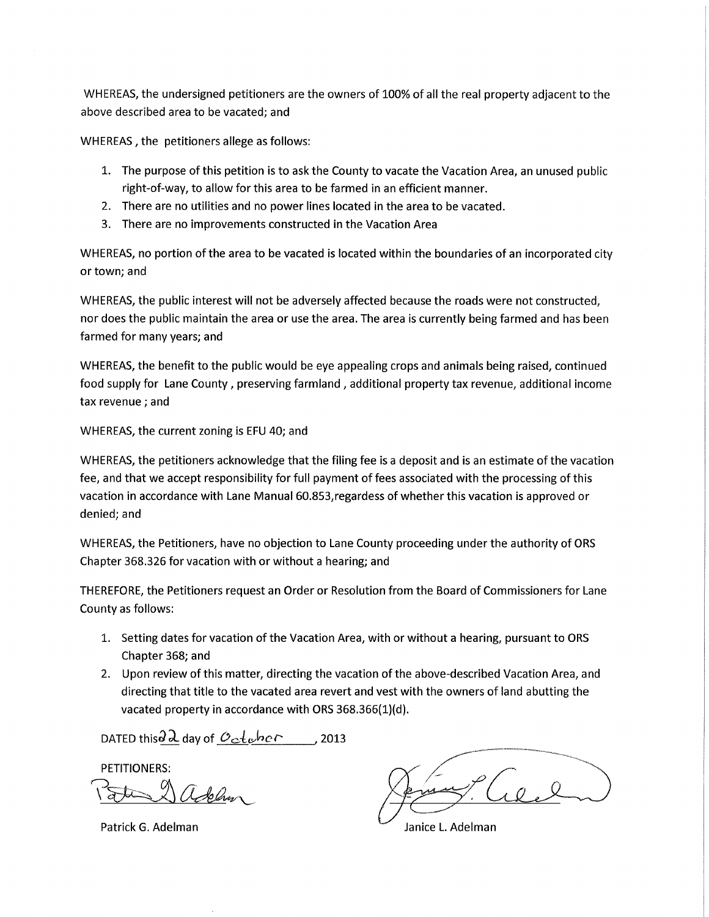WHEREAS, the undersigned petitioners are the owners of 100% of all the real property adjacent to the above described area to be vacated; and

WHEREAS , the petitioners allege as follows:

1. The purpose of this petition is to ask the County to vacate the Vacation Area, an unused public right-of-way, to allow for this area to be farmed in an efficient manner.
2. There are no utilities and no power lines located in the area to be vacated.
3. There are no improvements constructed in the Vacation Area

WHEREAS, no portion of the area to be vacated is located within the boundaries of an incorporated city or town; and

WHEREAS, the public interest will not be adversely affected because the roads were not constructed, nor does the public maintain the area or use the area. The area is currently being farmed and has been farmed for many years; and

WHEREAS, the benefit to the public would be eye appealing crops and animals being raised, continued food supply for Lane County , preserving farmland , additional property tax revenue, additional income tax revenue ; and

WHEREAS, the current zoning is EFU 40; and

WHEREAS, the petitioners acknowledge that the filing fee is a deposit and is an estimate of the vacation fee, and that we accept responsibility for full payment of fees associated with the processing of this vacation in accordance with Lane Manual 60.853,regardess of whether this vacation is approved or denied; and

WHEREAS, the Petitioners, have no objection to Lane County proceeding under the authority of ORS Chapter 368.326 for vacation with or without a hearing; and

THEREFORE, the Petitioners request an Order or Resolution from the Board of Commissioners for Lane County as follows:

1. Setting dates for vacation of the Vacation Area, with or without a hearing, pursuant to ORS Chapter 368; and
2. Upon review of this matter, directing the vacation of the above-described Vacation Area, and directing that title to the vacated area revert and vest with the owners of land abutting the vacated property in accordance with ORS 368.366(1)(d).

DATED this 22 day of October, 2013

PETITIONERS:

Patrick G. Adelman

Janice L. Adelman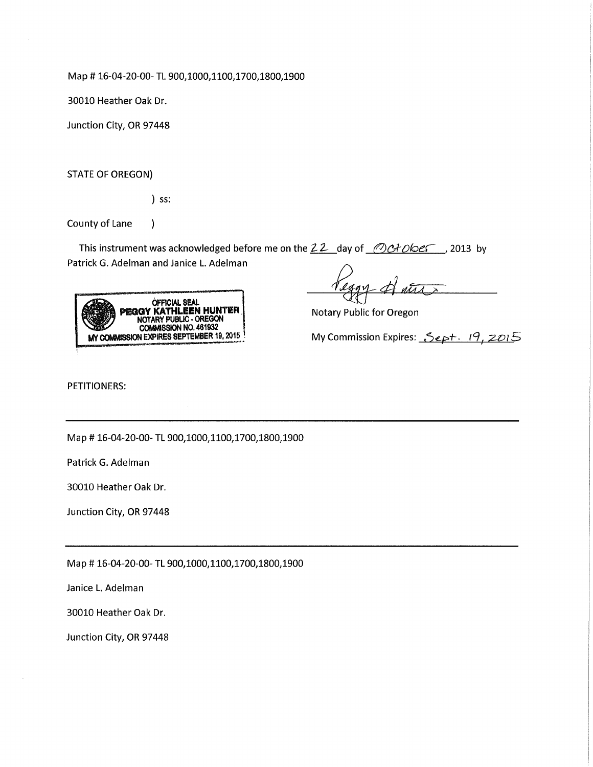Map # 16-04-20-00- TL 900,1000,1100,1700,1800,1900

30010 Heather Oak Dr.

Junction City, OR 97448

STATE OF OREGON)

) ss:

County of Lane )

This instrument was acknowledged before me on the 22 day of October, 2013 by Patrick G. Adelman and Janice L. Adelman

OFFICIAL SEAL
PEGGY KATHLEEN HUNTER
NOTARY PUBLIC - OREGON
COMMISSION NO. 461932
MY COMMISSION EXPIRES SEPTEMBER 19, 2015

Peggy Hunter

Notary Public for Oregon

My Commission Expires: Sept. 19, 2015

PETITIONERS:

---

Map # 16-04-20-00- TL 900,1000,1100,1700,1800,1900

Patrick G. Adelman

30010 Heather Oak Dr.

Junction City, OR 97448

---

Map # 16-04-20-00- TL 900,1000,1100,1700,1800,1900

Janice L. Adelman

30010 Heather Oak Dr.

Junction City, OR 97448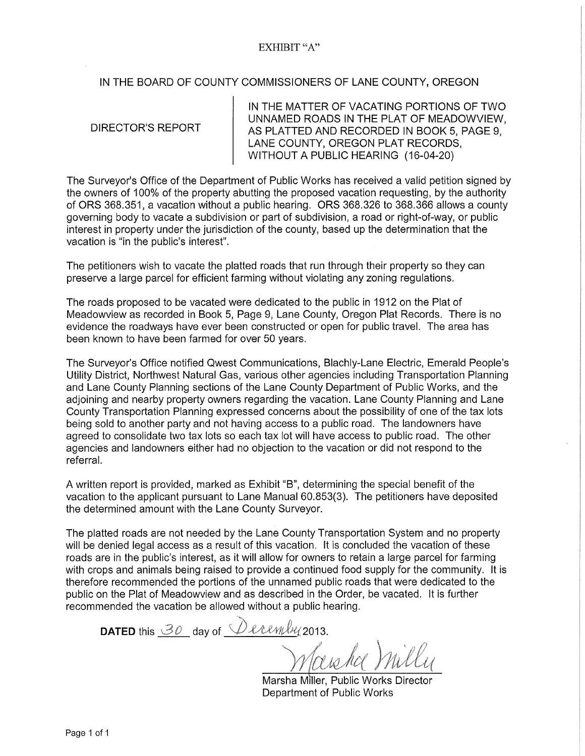EXHIBIT "A"

IN THE BOARD OF COUNTY COMMISSIONERS OF LANE COUNTY, OREGON

| DIRECTOR'S REPORT | IN THE MATTER OF VACATING PORTIONS OF TWO UNNAMED ROADS IN THE PLAT OF MEADOWVIEW, AS PLATTED AND RECORDED IN BOOK 5, PAGE 9, LANE COUNTY, OREGON PLAT RECORDS, WITHOUT A PUBLIC HEARING (16-04-20) |
|---|---|

The Surveyor's Office of the Department of Public Works has received a valid petition signed by the owners of 100% of the property abutting the proposed vacation requesting, by the authority of ORS 368.351, a vacation without a public hearing. ORS 368.326 to 368.366 allows a county governing body to vacate a subdivision or part of subdivision, a road or right-of-way, or public interest in property under the jurisdiction of the county, based up the determination that the vacation is "in the public's interest".

The petitioners wish to vacate the platted roads that run through their property so they can preserve a large parcel for efficient farming without violating any zoning regulations.

The roads proposed to be vacated were dedicated to the public in 1912 on the Plat of Meadowview as recorded in Book 5, Page 9, Lane County, Oregon Plat Records. There is no evidence the roadways have ever been constructed or open for public travel. The area has been known to have been farmed for over 50 years.

The Surveyor's Office notified Qwest Communications, Blachly-Lane Electric, Emerald People's Utility District, Northwest Natural Gas, various other agencies including Transportation Planning and Lane County Planning sections of the Lane County Department of Public Works, and the adjoining and nearby property owners regarding the vacation. Lane County Planning and Lane County Transportation Planning expressed concerns about the possibility of one of the tax lots being sold to another party and not having access to a public road. The landowners have agreed to consolidate two tax lots so each tax lot will have access to public road. The other agencies and landowners either had no objection to the vacation or did not respond to the referral.

A written report is provided, marked as Exhibit "B", determining the special benefit of the vacation to the applicant pursuant to Lane Manual 60.853(3). The petitioners have deposited the determined amount with the Lane County Surveyor.

The platted roads are not needed by the Lane County Transportation System and no property will be denied legal access as a result of this vacation. It is concluded the vacation of these roads are in the public's interest, as it will allow for owners to retain a large parcel for farming with crops and animals being raised to provide a continued food supply for the community. It is therefore recommended the portions of the unnamed public roads that were dedicated to the public on the Plat of Meadowview and as described in the Order, be vacated. It is further recommended the vacation be allowed without a public hearing.

**DATED** this 30 day of December 2013.

Marsha Miller
Marsha Miller, Public Works Director
Department of Public Works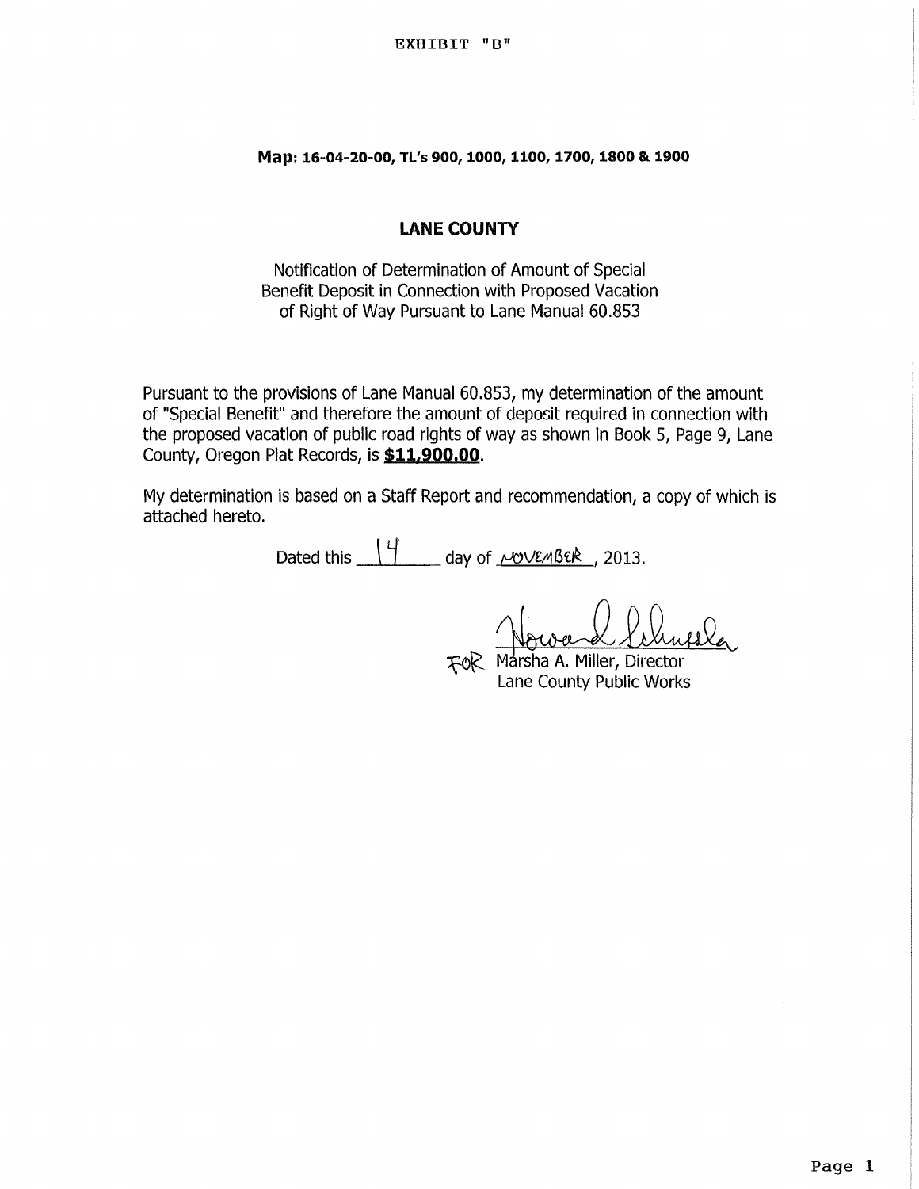EXHIBIT "B"

**Map: 16-04-20-00, TL's 900, 1000, 1100, 1700, 1800 & 1900**

## LANE COUNTY

Notification of Determination of Amount of Special Benefit Deposit in Connection with Proposed Vacation of Right of Way Pursuant to Lane Manual 60.853

Pursuant to the provisions of Lane Manual 60.853, my determination of the amount of "Special Benefit" and therefore the amount of deposit required in connection with the proposed vacation of public road rights of way as shown in Book 5, Page 9, Lane County, Oregon Plat Records, is **$11,900.00**.

My determination is based on a Staff Report and recommendation, a copy of which is attached hereto.

Dated this 14 day of NOVEMBER, 2013.

FOR Marsha A. Miller, Director
Lane County Public Works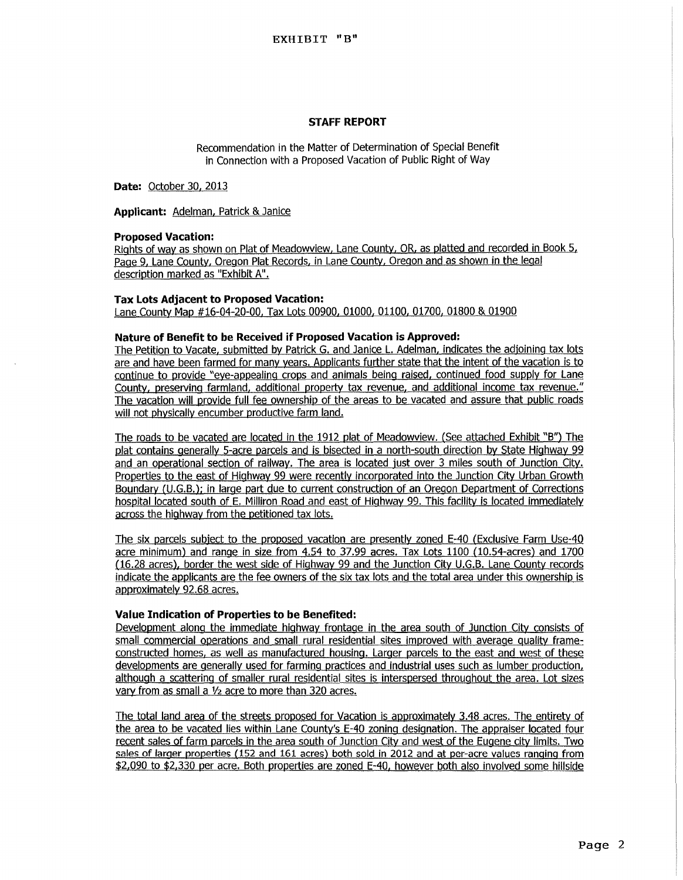EXHIBIT "B"

## STAFF REPORT

Recommendation in the Matter of Determination of Special Benefit in Connection with a Proposed Vacation of Public Right of Way

**Date:** October 30, 2013

**Applicant:** Adelman, Patrick & Janice

**Proposed Vacation:**
Rights of way as shown on Plat of Meadowview, Lane County, OR, as platted and recorded in Book 5, Page 9, Lane County, Oregon Plat Records, in Lane County, Oregon and as shown in the legal description marked as "Exhibit A".

**Tax Lots Adjacent to Proposed Vacation:**
Lane County Map #16-04-20-00, Tax Lots 00900, 01000, 01100, 01700, 01800 & 01900

**Nature of Benefit to be Received if Proposed Vacation is Approved:**
The Petition to Vacate, submitted by Patrick G. and Janice L. Adelman, indicates the adjoining tax lots are and have been farmed for many years. Applicants further state that the intent of the vacation is to continue to provide "eye-appealing crops and animals being raised, continued food supply for Lane County, preserving farmland, additional property tax revenue, and additional income tax revenue." The vacation will provide full fee ownership of the areas to be vacated and assure that public roads will not physically encumber productive farm land.

The roads to be vacated are located in the 1912 plat of Meadowview. (See attached Exhibit "B") The plat contains generally 5-acre parcels and is bisected in a north-south direction by State Highway 99 and an operational section of railway. The area is located just over 3 miles south of Junction City. Properties to the east of Highway 99 were recently incorporated into the Junction City Urban Growth Boundary (U.G.B.); in large part due to current construction of an Oregon Department of Corrections hospital located south of E. Milliron Road and east of Highway 99. This facility is located immediately across the highway from the petitioned tax lots.

The six parcels subject to the proposed vacation are presently zoned E-40 (Exclusive Farm Use-40 acre minimum) and range in size from 4.54 to 37.99 acres. Tax Lots 1100 (10.54-acres) and 1700 (16.28 acres), border the west side of Highway 99 and the Junction City U.G.B. Lane County records indicate the applicants are the fee owners of the six tax lots and the total area under this ownership is approximately 92.68 acres.

**Value Indication of Properties to be Benefited:**
Development along the immediate highway frontage in the area south of Junction City consists of small commercial operations and small rural residential sites improved with average quality frame-constructed homes, as well as manufactured housing. Larger parcels to the east and west of these developments are generally used for farming practices and industrial uses such as lumber production, although a scattering of smaller rural residential sites is interspersed throughout the area. Lot sizes vary from as small a ½ acre to more than 320 acres.

The total land area of the streets proposed for Vacation is approximately 3.48 acres. The entirety of the area to be vacated lies within Lane County's E-40 zoning designation. The appraiser located four recent sales of farm parcels in the area south of Junction City and west of the Eugene city limits. Two sales of larger properties (152 and 161 acres) both sold in 2012 and at per-acre values ranging from $2,090 to $2,330 per acre. Both properties are zoned E-40, however both also involved some hillside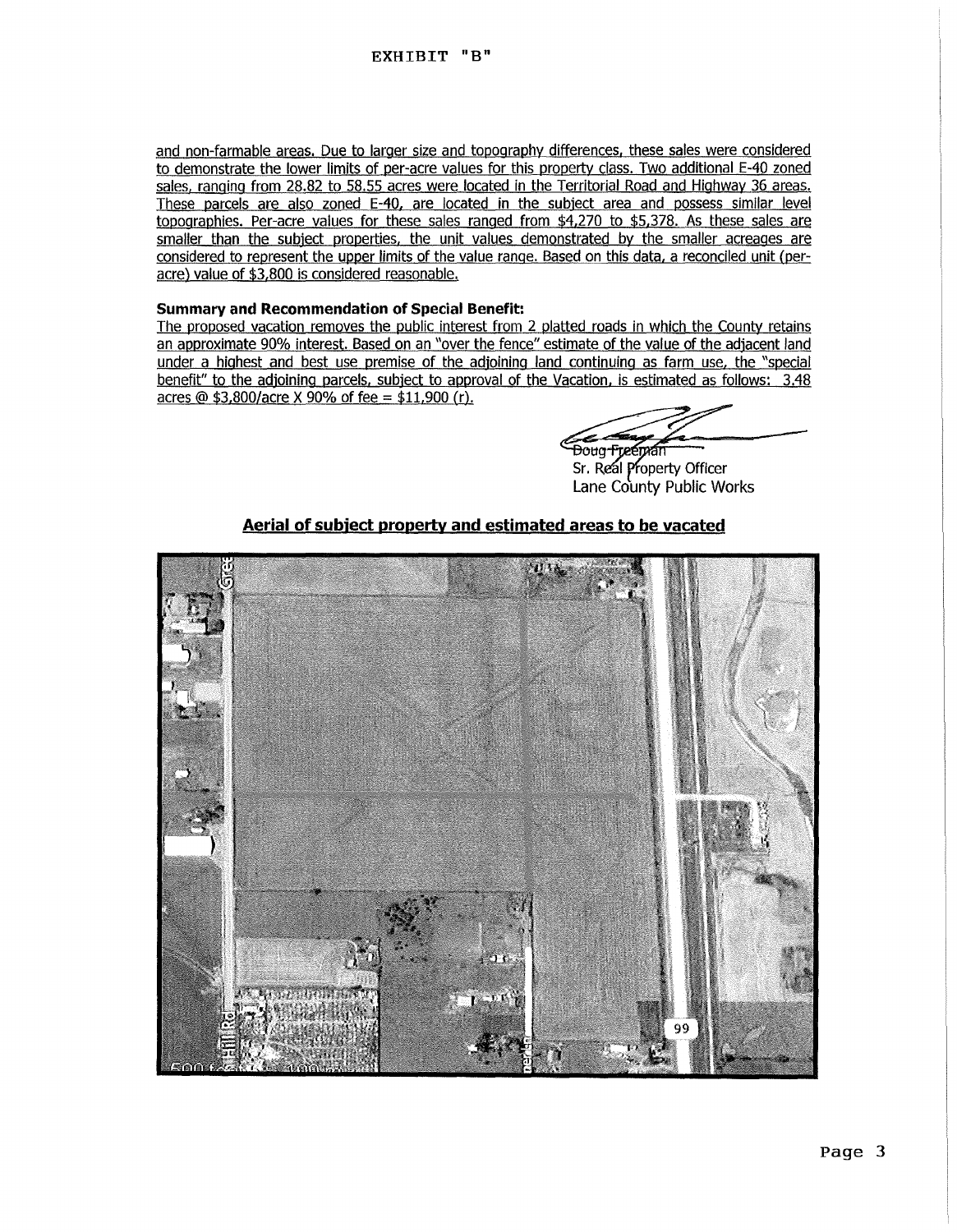EXHIBIT "B"

and non-farmable areas. Due to larger size and topography differences, these sales were considered to demonstrate the lower limits of per-acre values for this property class. Two additional E-40 zoned sales, ranging from 28.82 to 58.55 acres were located in the Territorial Road and Highway 36 areas. These parcels are also zoned E-40, are located in the subject area and possess similar level topographies. Per-acre values for these sales ranged from $4,270 to $5,378. As these sales are smaller than the subject properties, the unit values demonstrated by the smaller acreages are considered to represent the upper limits of the value range. Based on this data, a reconciled unit (per-acre) value of $3,800 is considered reasonable.

**Summary and Recommendation of Special Benefit:**

The proposed vacation removes the public interest from 2 platted roads in which the County retains an approximate 90% interest. Based on an "over the fence" estimate of the value of the adjacent land under a highest and best use premise of the adjoining land continuing as farm use, the "special benefit" to the adjoining parcels, subject to approval of the Vacation, is estimated as follows: 3.48 acres @ $3,800/acre X 90% of fee = $11,900 (r).

Doug Freeman
Sr. Real Property Officer
Lane County Public Works

## Aerial of subject property and estimated areas to be vacated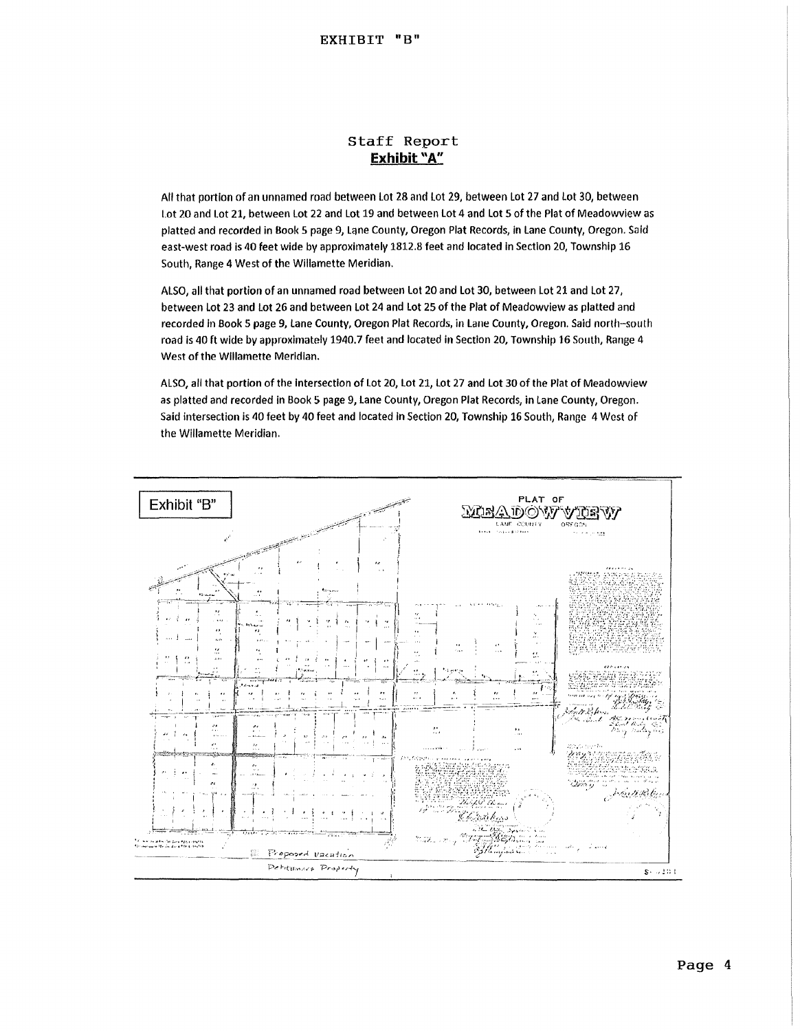EXHIBIT "B"

## Staff Report

**Exhibit "A"**

All that portion of an unnamed road between Lot 28 and Lot 29, between Lot 27 and Lot 30, between Lot 20 and Lot 21, between Lot 22 and Lot 19 and between Lot 4 and Lot 5 of the Plat of Meadowview as platted and recorded in Book 5 page 9, Lane County, Oregon Plat Records, in Lane County, Oregon. Said east-west road is 40 feet wide by approximately 1812.8 feet and located in Section 20, Township 16 South, Range 4 West of the Willamette Meridian.

ALSO, all that portion of an unnamed road between Lot 20 and Lot 30, between Lot 21 and Lot 27, between Lot 23 and Lot 26 and between Lot 24 and Lot 25 of the Plat of Meadowview as platted and recorded in Book 5 page 9, Lane County, Oregon Plat Records, in Lane County, Oregon. Said north-south road is 40 ft wide by approximately 1940.7 feet and located in Section 20, Township 16 South, Range 4 West of the Willamette Meridian.

ALSO, all that portion of the intersection of Lot 20, Lot 21, Lot 27 and Lot 30 of the Plat of Meadowview as platted and recorded in Book 5 page 9, Lane County, Oregon Plat Records, in Lane County, Oregon. Said intersection is 40 feet by 40 feet and located in Section 20, Township 16 South, Range 4 West of the Willamette Meridian.

Exhibit "B"

PLAT OF MEADOWVIEW
LANE COUNTY OREGON

Proposed vacation

Petitioners Property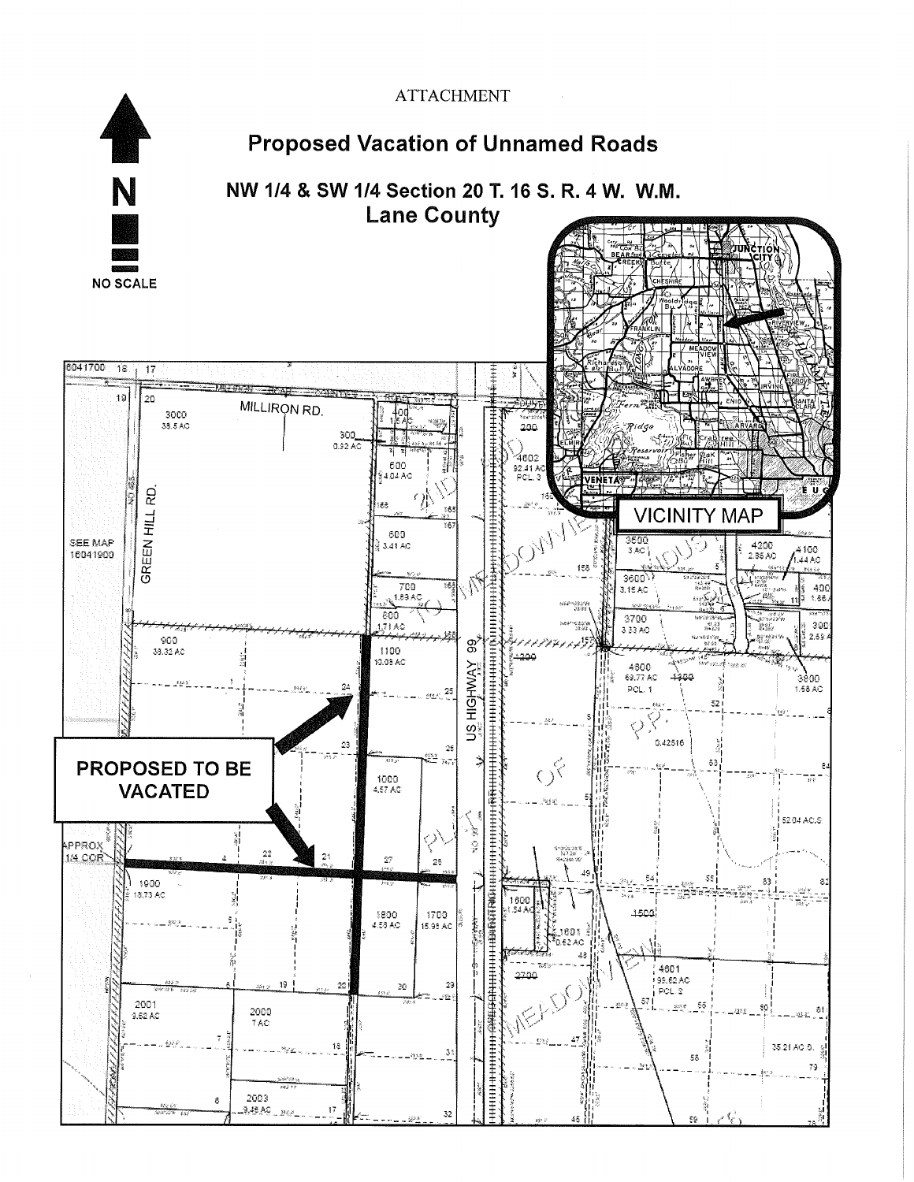ATTACHMENT

# Proposed Vacation of Unnamed Roads

## NW 1/4 & SW 1/4 Section 20 T. 16 S. R. 4 W. W.M.

## Lane County

N

NO SCALE

VICINITY MAP

PROPOSED TO BE VACATED

MILLIRON RD.

GREEN HILL RD.

US HIGHWAY 99

SEE MAP 16041900

APPROX 1/4 COR

3000 38.5 AC

300 0.92 AC

400 1.5 AC

600 4.04 AC

500 3.41 AC

700 1.89 AC

800 1.71 AC

900 33.32 AC

1100 10.08 AC

1000 4.57 AC

1900 18.73 AC

1800 4.59 AC

1700 15.95 AC

2001 9.52 AC

2000 7 AC

2003 9.48 AC

4602 92.41 AC PCL. 3

3500 3 AC

3600 3.15 AC

3700 3.33 AC

4200 2.86 AC

4100 1.44 AC

4600 69.77 AC PCL. 1

3800 1.68 AC

1600 1.54 AC

1601 0.62 AC

4601 95.62 AC PCL. 2

52.04 AC.S

35.21 AC.S

0.42516

PLAT OF MEADOW VIEW